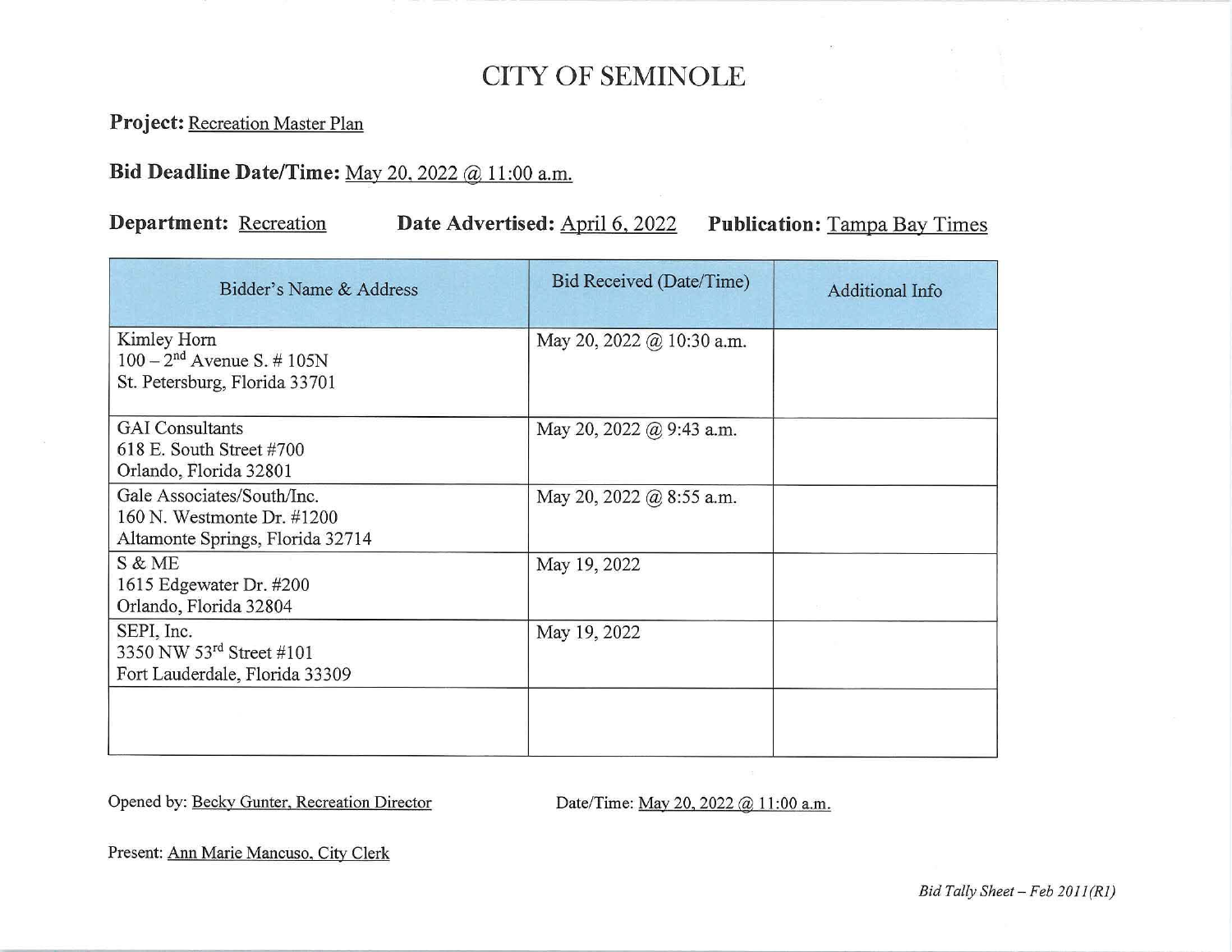# CITY OF SEMINOLE

**Project:** Recreation Master Plan

**Bid Deadline Date/Time:** May 20, 2022 @ 11:00 a.m.

**Department:** Recreation **Date Advertised:** April 6, 2022 **Publication:** Tampa Bay Times

| Bidder's Name & Address | Bid Received (Date/Time) | Additional Info |
|---|---|---|
| Kimley Horn<br>100 – 2nd Avenue S. # 105N<br>St. Petersburg, Florida 33701 | May 20, 2022 @ 10:30 a.m. | |
| GAI Consultants<br>618 E. South Street #700<br>Orlando, Florida 32801 | May 20, 2022 @ 9:43 a.m. | |
| Gale Associates/South/Inc.<br>160 N. Westmonte Dr. #1200<br>Altamonte Springs, Florida 32714 | May 20, 2022 @ 8:55 a.m. | |
| S & ME<br>1615 Edgewater Dr. #200<br>Orlando, Florida 32804 | May 19, 2022 | |
| SEPI, Inc.<br>3350 NW 53rd Street #101<br>Fort Lauderdale, Florida 33309 | May 19, 2022 | |
| | | |

Opened by: Becky Gunter, Recreation Director Date/Time: May 20, 2022 @ 11:00 a.m.

Present: Ann Marie Mancuso, City Clerk

*Bid Tally Sheet – Feb 2011(R1)*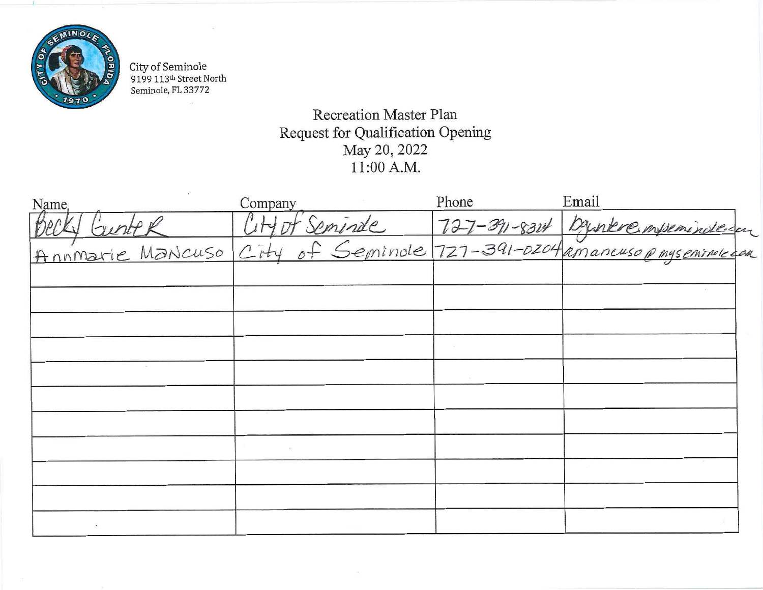City of Seminole
9199 113th Street North
Seminole, FL 33772

# Recreation Master Plan
## Request for Qualification Opening
## May 20, 2022
## 11:00 A.M.

| Name | Company | Phone | Email |
|---|---|---|---|
| Becky Gunter | City of Seminole | 727-391-8324 | bgunter@myseminole.com |
| Annmarie Mancuso | City of Seminole | 727-391-0204 | amancuso@myseminole.com |
| | | | |
| | | | |
| | | | |
| | | | |
| | | | |
| | | | |
| | | | |
| | | | |
| | | | |
| | | | |
| | | | |